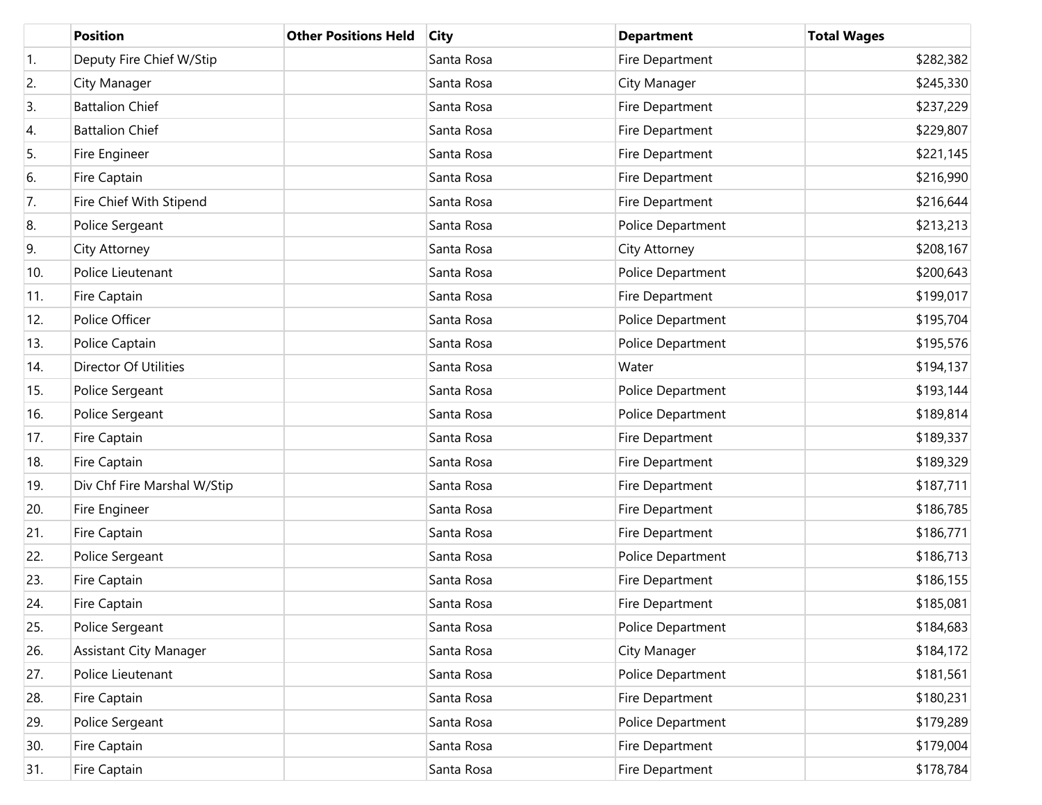| | Position | Other Positions Held | City | Department | Total Wages |
|---|---|---|---|---|---|
| 1. | Deputy Fire Chief W/Stip | | Santa Rosa | Fire Department | $282,382 |
| 2. | City Manager | | Santa Rosa | City Manager | $245,330 |
| 3. | Battalion Chief | | Santa Rosa | Fire Department | $237,229 |
| 4. | Battalion Chief | | Santa Rosa | Fire Department | $229,807 |
| 5. | Fire Engineer | | Santa Rosa | Fire Department | $221,145 |
| 6. | Fire Captain | | Santa Rosa | Fire Department | $216,990 |
| 7. | Fire Chief With Stipend | | Santa Rosa | Fire Department | $216,644 |
| 8. | Police Sergeant | | Santa Rosa | Police Department | $213,213 |
| 9. | City Attorney | | Santa Rosa | City Attorney | $208,167 |
| 10. | Police Lieutenant | | Santa Rosa | Police Department | $200,643 |
| 11. | Fire Captain | | Santa Rosa | Fire Department | $199,017 |
| 12. | Police Officer | | Santa Rosa | Police Department | $195,704 |
| 13. | Police Captain | | Santa Rosa | Police Department | $195,576 |
| 14. | Director Of Utilities | | Santa Rosa | Water | $194,137 |
| 15. | Police Sergeant | | Santa Rosa | Police Department | $193,144 |
| 16. | Police Sergeant | | Santa Rosa | Police Department | $189,814 |
| 17. | Fire Captain | | Santa Rosa | Fire Department | $189,337 |
| 18. | Fire Captain | | Santa Rosa | Fire Department | $189,329 |
| 19. | Div Chf Fire Marshal W/Stip | | Santa Rosa | Fire Department | $187,711 |
| 20. | Fire Engineer | | Santa Rosa | Fire Department | $186,785 |
| 21. | Fire Captain | | Santa Rosa | Fire Department | $186,771 |
| 22. | Police Sergeant | | Santa Rosa | Police Department | $186,713 |
| 23. | Fire Captain | | Santa Rosa | Fire Department | $186,155 |
| 24. | Fire Captain | | Santa Rosa | Fire Department | $185,081 |
| 25. | Police Sergeant | | Santa Rosa | Police Department | $184,683 |
| 26. | Assistant City Manager | | Santa Rosa | City Manager | $184,172 |
| 27. | Police Lieutenant | | Santa Rosa | Police Department | $181,561 |
| 28. | Fire Captain | | Santa Rosa | Fire Department | $180,231 |
| 29. | Police Sergeant | | Santa Rosa | Police Department | $179,289 |
| 30. | Fire Captain | | Santa Rosa | Fire Department | $179,004 |
| 31. | Fire Captain | | Santa Rosa | Fire Department | $178,784 |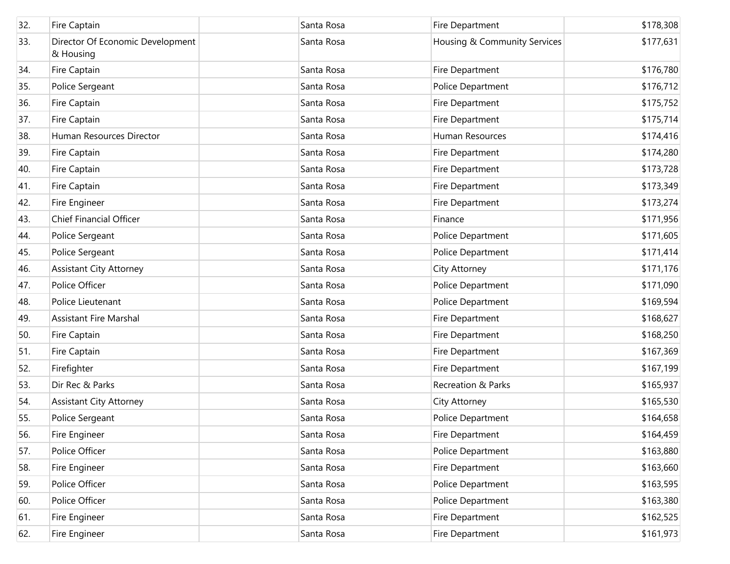| | | | | | |
|---|---|---|---|---|---|
| 32. | Fire Captain | | Santa Rosa | Fire Department | $178,308 |
| 33. | Director Of Economic Development & Housing | | Santa Rosa | Housing & Community Services | $177,631 |
| 34. | Fire Captain | | Santa Rosa | Fire Department | $176,780 |
| 35. | Police Sergeant | | Santa Rosa | Police Department | $176,712 |
| 36. | Fire Captain | | Santa Rosa | Fire Department | $175,752 |
| 37. | Fire Captain | | Santa Rosa | Fire Department | $175,714 |
| 38. | Human Resources Director | | Santa Rosa | Human Resources | $174,416 |
| 39. | Fire Captain | | Santa Rosa | Fire Department | $174,280 |
| 40. | Fire Captain | | Santa Rosa | Fire Department | $173,728 |
| 41. | Fire Captain | | Santa Rosa | Fire Department | $173,349 |
| 42. | Fire Engineer | | Santa Rosa | Fire Department | $173,274 |
| 43. | Chief Financial Officer | | Santa Rosa | Finance | $171,956 |
| 44. | Police Sergeant | | Santa Rosa | Police Department | $171,605 |
| 45. | Police Sergeant | | Santa Rosa | Police Department | $171,414 |
| 46. | Assistant City Attorney | | Santa Rosa | City Attorney | $171,176 |
| 47. | Police Officer | | Santa Rosa | Police Department | $171,090 |
| 48. | Police Lieutenant | | Santa Rosa | Police Department | $169,594 |
| 49. | Assistant Fire Marshal | | Santa Rosa | Fire Department | $168,627 |
| 50. | Fire Captain | | Santa Rosa | Fire Department | $168,250 |
| 51. | Fire Captain | | Santa Rosa | Fire Department | $167,369 |
| 52. | Firefighter | | Santa Rosa | Fire Department | $167,199 |
| 53. | Dir Rec & Parks | | Santa Rosa | Recreation & Parks | $165,937 |
| 54. | Assistant City Attorney | | Santa Rosa | City Attorney | $165,530 |
| 55. | Police Sergeant | | Santa Rosa | Police Department | $164,658 |
| 56. | Fire Engineer | | Santa Rosa | Fire Department | $164,459 |
| 57. | Police Officer | | Santa Rosa | Police Department | $163,880 |
| 58. | Fire Engineer | | Santa Rosa | Fire Department | $163,660 |
| 59. | Police Officer | | Santa Rosa | Police Department | $163,595 |
| 60. | Police Officer | | Santa Rosa | Police Department | $163,380 |
| 61. | Fire Engineer | | Santa Rosa | Fire Department | $162,525 |
| 62. | Fire Engineer | | Santa Rosa | Fire Department | $161,973 |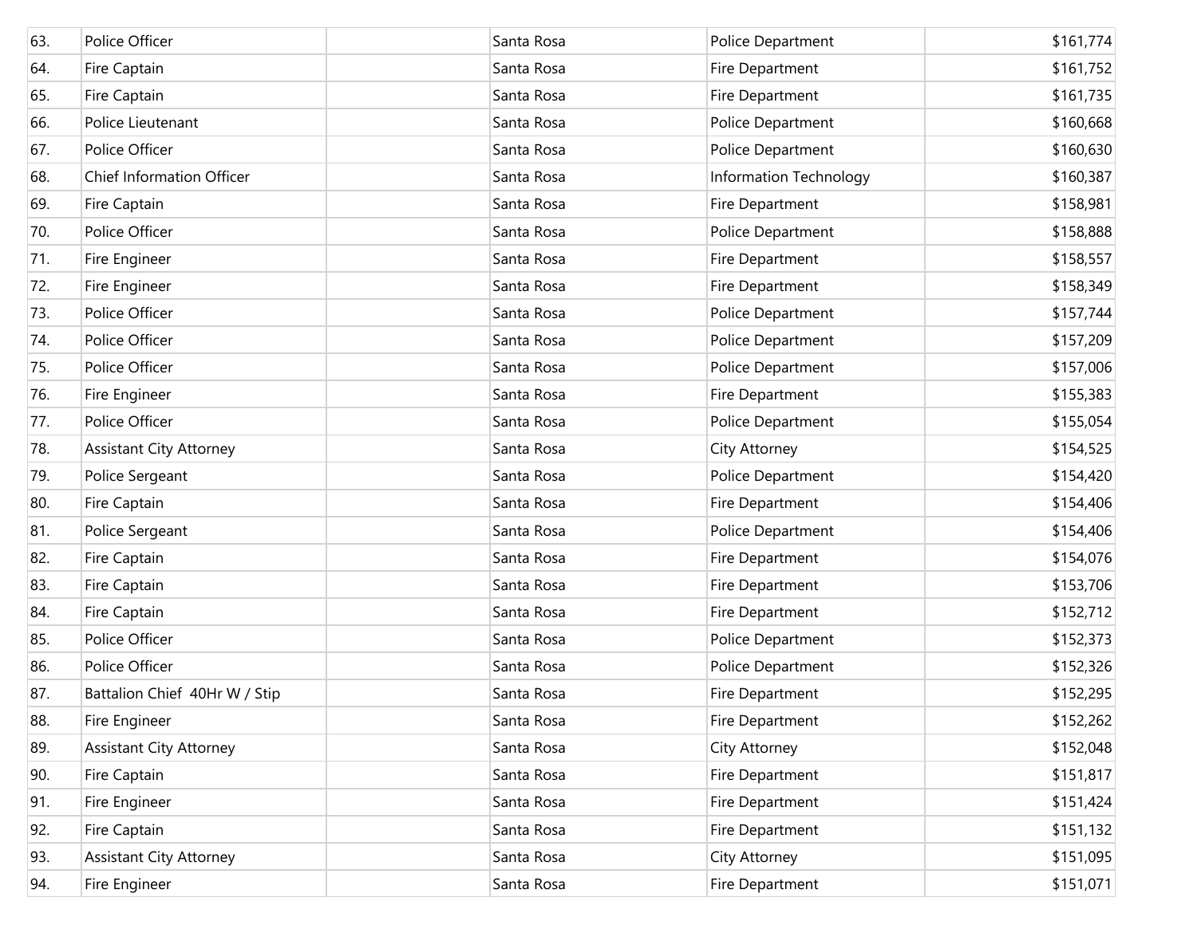| | | | | | |
|---|---|---|---|---|---|
| 63. | Police Officer | | Santa Rosa | Police Department | $161,774 |
| 64. | Fire Captain | | Santa Rosa | Fire Department | $161,752 |
| 65. | Fire Captain | | Santa Rosa | Fire Department | $161,735 |
| 66. | Police Lieutenant | | Santa Rosa | Police Department | $160,668 |
| 67. | Police Officer | | Santa Rosa | Police Department | $160,630 |
| 68. | Chief Information Officer | | Santa Rosa | Information Technology | $160,387 |
| 69. | Fire Captain | | Santa Rosa | Fire Department | $158,981 |
| 70. | Police Officer | | Santa Rosa | Police Department | $158,888 |
| 71. | Fire Engineer | | Santa Rosa | Fire Department | $158,557 |
| 72. | Fire Engineer | | Santa Rosa | Fire Department | $158,349 |
| 73. | Police Officer | | Santa Rosa | Police Department | $157,744 |
| 74. | Police Officer | | Santa Rosa | Police Department | $157,209 |
| 75. | Police Officer | | Santa Rosa | Police Department | $157,006 |
| 76. | Fire Engineer | | Santa Rosa | Fire Department | $155,383 |
| 77. | Police Officer | | Santa Rosa | Police Department | $155,054 |
| 78. | Assistant City Attorney | | Santa Rosa | City Attorney | $154,525 |
| 79. | Police Sergeant | | Santa Rosa | Police Department | $154,420 |
| 80. | Fire Captain | | Santa Rosa | Fire Department | $154,406 |
| 81. | Police Sergeant | | Santa Rosa | Police Department | $154,406 |
| 82. | Fire Captain | | Santa Rosa | Fire Department | $154,076 |
| 83. | Fire Captain | | Santa Rosa | Fire Department | $153,706 |
| 84. | Fire Captain | | Santa Rosa | Fire Department | $152,712 |
| 85. | Police Officer | | Santa Rosa | Police Department | $152,373 |
| 86. | Police Officer | | Santa Rosa | Police Department | $152,326 |
| 87. | Battalion Chief 40Hr W / Stip | | Santa Rosa | Fire Department | $152,295 |
| 88. | Fire Engineer | | Santa Rosa | Fire Department | $152,262 |
| 89. | Assistant City Attorney | | Santa Rosa | City Attorney | $152,048 |
| 90. | Fire Captain | | Santa Rosa | Fire Department | $151,817 |
| 91. | Fire Engineer | | Santa Rosa | Fire Department | $151,424 |
| 92. | Fire Captain | | Santa Rosa | Fire Department | $151,132 |
| 93. | Assistant City Attorney | | Santa Rosa | City Attorney | $151,095 |
| 94. | Fire Engineer | | Santa Rosa | Fire Department | $151,071 |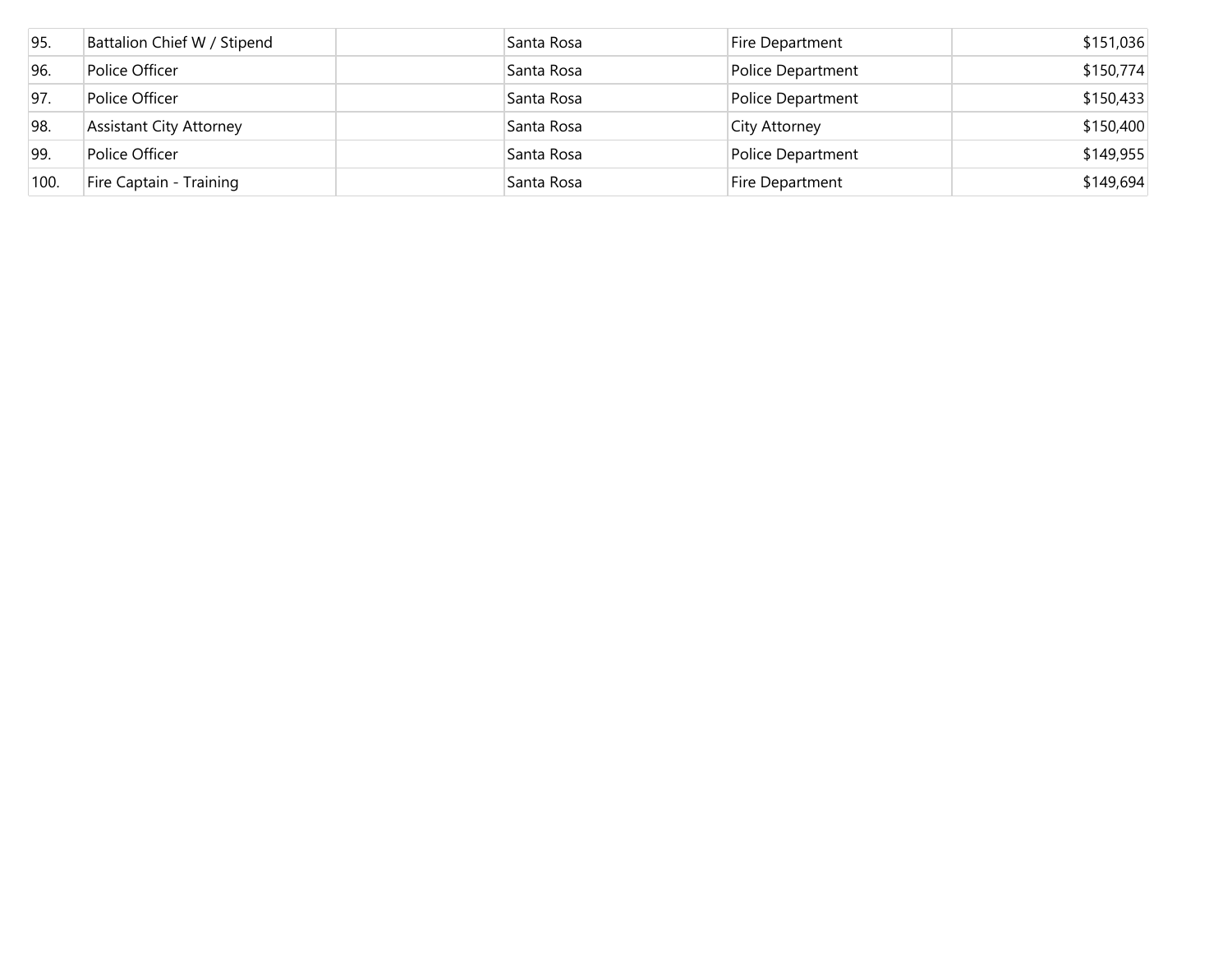| | | | | | |
|---|---|---|---|---|---|
| 95. | Battalion Chief W / Stipend | | Santa Rosa | Fire Department | $151,036 |
| 96. | Police Officer | | Santa Rosa | Police Department | $150,774 |
| 97. | Police Officer | | Santa Rosa | Police Department | $150,433 |
| 98. | Assistant City Attorney | | Santa Rosa | City Attorney | $150,400 |
| 99. | Police Officer | | Santa Rosa | Police Department | $149,955 |
| 100. | Fire Captain - Training | | Santa Rosa | Fire Department | $149,694 |